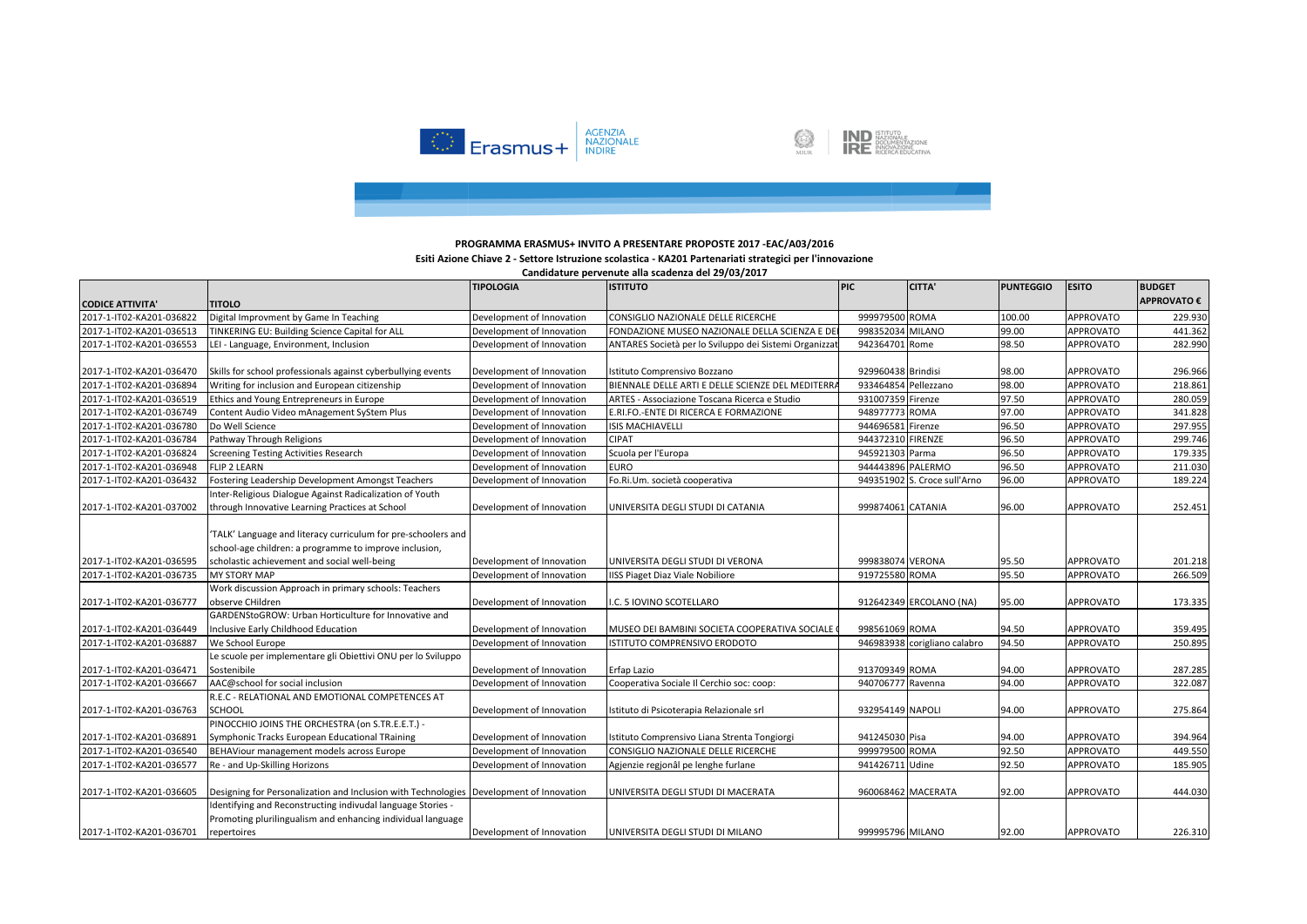**PROGRAMMA ERASMUS+ INVITO A PRESENTARE PROPOSTE 2017 -EAC/A03/2016**

**Esiti Azione Chiave 2 - Settore Istruzione scolastica - KA201 Partenariati strategici per l'innovazione**

**Candidature pervenute alla scadenza del 29/03/2017**

| CODICE ATTIVITA' | TITOLO | TIPOLOGIA | ISTITUTO | PIC | CITTA' | PUNTEGGIO | ESITO | BUDGET APPROVATO € |
|---|---|---|---|---|---|---|---|---|
| 2017-1-IT02-KA201-036822 | Digital Improvment by Game In Teaching | Development of Innovation | CONSIGLIO NAZIONALE DELLE RICERCHE | 999979500 | ROMA | 100.00 | APPROVATO | 229.930 |
| 2017-1-IT02-KA201-036513 | TINKERING EU: Building Science Capital for ALL | Development of Innovation | FONDAZIONE MUSEO NAZIONALE DELLA SCIENZA E DE | 998352034 | MILANO | 99.00 | APPROVATO | 441.362 |
| 2017-1-IT02-KA201-036553 | LEI - Language, Environment, Inclusion | Development of Innovation | ANTARES Società per lo Sviluppo dei Sistemi Organizzat | 942364701 | Rome | 98.50 | APPROVATO | 282.990 |
| 2017-1-IT02-KA201-036470 | Skills for school professionals against cyberbullying events | Development of Innovation | Istituto Comprensivo Bozzano | 929960438 | Brindisi | 98.00 | APPROVATO | 296.966 |
| 2017-1-IT02-KA201-036894 | Writing for inclusion and European citizenship | Development of Innovation | BIENNALE DELLE ARTI E DELLE SCIENZE DEL MEDITERRA | 933464854 | Pellezzano | 98.00 | APPROVATO | 218.861 |
| 2017-1-IT02-KA201-036519 | Ethics and Young Entrepreneurs in Europe | Development of Innovation | ARTES - Associazione Toscana Ricerca e Studio | 931007359 | Firenze | 97.50 | APPROVATO | 280.059 |
| 2017-1-IT02-KA201-036749 | Content Audio Video mAnagement SyStem Plus | Development of Innovation | E.RI.FO.-ENTE DI RICERCA E FORMAZIONE | 948977773 | ROMA | 97.00 | APPROVATO | 341.828 |
| 2017-1-IT02-KA201-036780 | Do Well Science | Development of Innovation | ISIS MACHIAVELLI | 944696581 | Firenze | 96.50 | APPROVATO | 297.955 |
| 2017-1-IT02-KA201-036784 | Pathway Through Religions | Development of Innovation | CIPAT | 944372310 | FIRENZE | 96.50 | APPROVATO | 299.746 |
| 2017-1-IT02-KA201-036824 | Screening Testing Activities Research | Development of Innovation | Scuola per l'Europa | 945921303 | Parma | 96.50 | APPROVATO | 179.335 |
| 2017-1-IT02-KA201-036948 | FLIP 2 LEARN | Development of Innovation | EURO | 944443896 | PALERMO | 96.50 | APPROVATO | 211.030 |
| 2017-1-IT02-KA201-036432 | Fostering Leadership Development Amongst Teachers | Development of Innovation | Fo.Ri.Um. società cooperativa | 949351902 | S. Croce sull'Arno | 96.00 | APPROVATO | 189.224 |
| 2017-1-IT02-KA201-037002 | Inter-Religious Dialogue Against Radicalization of Youth through Innovative Learning Practices at School | Development of Innovation | UNIVERSITA DEGLI STUDI DI CATANIA | 999874061 | CATANIA | 96.00 | APPROVATO | 252.451 |
| 2017-1-IT02-KA201-036595 | 'TALK' Language and literacy curriculum for pre-schoolers and school-age children: a programme to improve inclusion, scholastic achievement and social well-being | Development of Innovation | UNIVERSITA DEGLI STUDI DI VERONA | 999838074 | VERONA | 95.50 | APPROVATO | 201.218 |
| 2017-1-IT02-KA201-036735 | MY STORY MAP | Development of Innovation | IISS Piaget Diaz Viale Nobiliore | 919725580 | ROMA | 95.50 | APPROVATO | 266.509 |
| 2017-1-IT02-KA201-036777 | Work discussion Approach in primary schools: Teachers observe CHildren | Development of Innovation | I.C. 5 IOVINO SCOTELLARO | 912642349 | ERCOLANO (NA) | 95.00 | APPROVATO | 173.335 |
| 2017-1-IT02-KA201-036449 | GARDENStoGROW: Urban Horticulture for Innovative and Inclusive Early Childhood Education | Development of Innovation | MUSEO DEI BAMBINI SOCIETA COOPERATIVA SOCIALE ( | 998561069 | ROMA | 94.50 | APPROVATO | 359.495 |
| 2017-1-IT02-KA201-036887 | We School Europe | Development of Innovation | ISTITUTO COMPRENSIVO ERODOTO | 946983938 | corigliano calabro | 94.50 | APPROVATO | 250.895 |
| 2017-1-IT02-KA201-036471 | Le scuole per implementare gli Obiettivi ONU per lo Sviluppo Sostenibile | Development of Innovation | Erfap Lazio | 913709349 | ROMA | 94.00 | APPROVATO | 287.285 |
| 2017-1-IT02-KA201-036667 | AAC@school for social inclusion | Development of Innovation | Cooperativa Sociale Il Cerchio soc: coop: | 940706777 | Ravenna | 94.00 | APPROVATO | 322.087 |
| 2017-1-IT02-KA201-036763 | R.E.C - RELATIONAL AND EMOTIONAL COMPETENCES AT SCHOOL | Development of Innovation | Istituto di Psicoterapia Relazionale srl | 932954149 | NAPOLI | 94.00 | APPROVATO | 275.864 |
| 2017-1-IT02-KA201-036891 | PINOCCHIO JOINS THE ORCHESTRA (on S.TR.E.E.T.) - Symphonic Tracks European Educational TRaining | Development of Innovation | Istituto Comprensivo Liana Strenta Tongiorgi | 941245030 | Pisa | 94.00 | APPROVATO | 394.964 |
| 2017-1-IT02-KA201-036540 | BEHAViour management models across Europe | Development of Innovation | CONSIGLIO NAZIONALE DELLE RICERCHE | 999979500 | ROMA | 92.50 | APPROVATO | 449.550 |
| 2017-1-IT02-KA201-036577 | Re - and Up-Skilling Horizons | Development of Innovation | Agjenzie regjonâl pe lenghe furlane | 941426711 | Udine | 92.50 | APPROVATO | 185.905 |
| 2017-1-IT02-KA201-036605 | Designing for Personalization and Inclusion with Technologies | Development of Innovation | UNIVERSITA DEGLI STUDI DI MACERATA | 960068462 | MACERATA | 92.00 | APPROVATO | 444.030 |
| 2017-1-IT02-KA201-036701 | Identifying and Reconstructing indivudal language Stories - Promoting plurilingualism and enhancing individual language repertoires | Development of Innovation | UNIVERSITA DEGLI STUDI DI MILANO | 999995796 | MILANO | 92.00 | APPROVATO | 226.310 |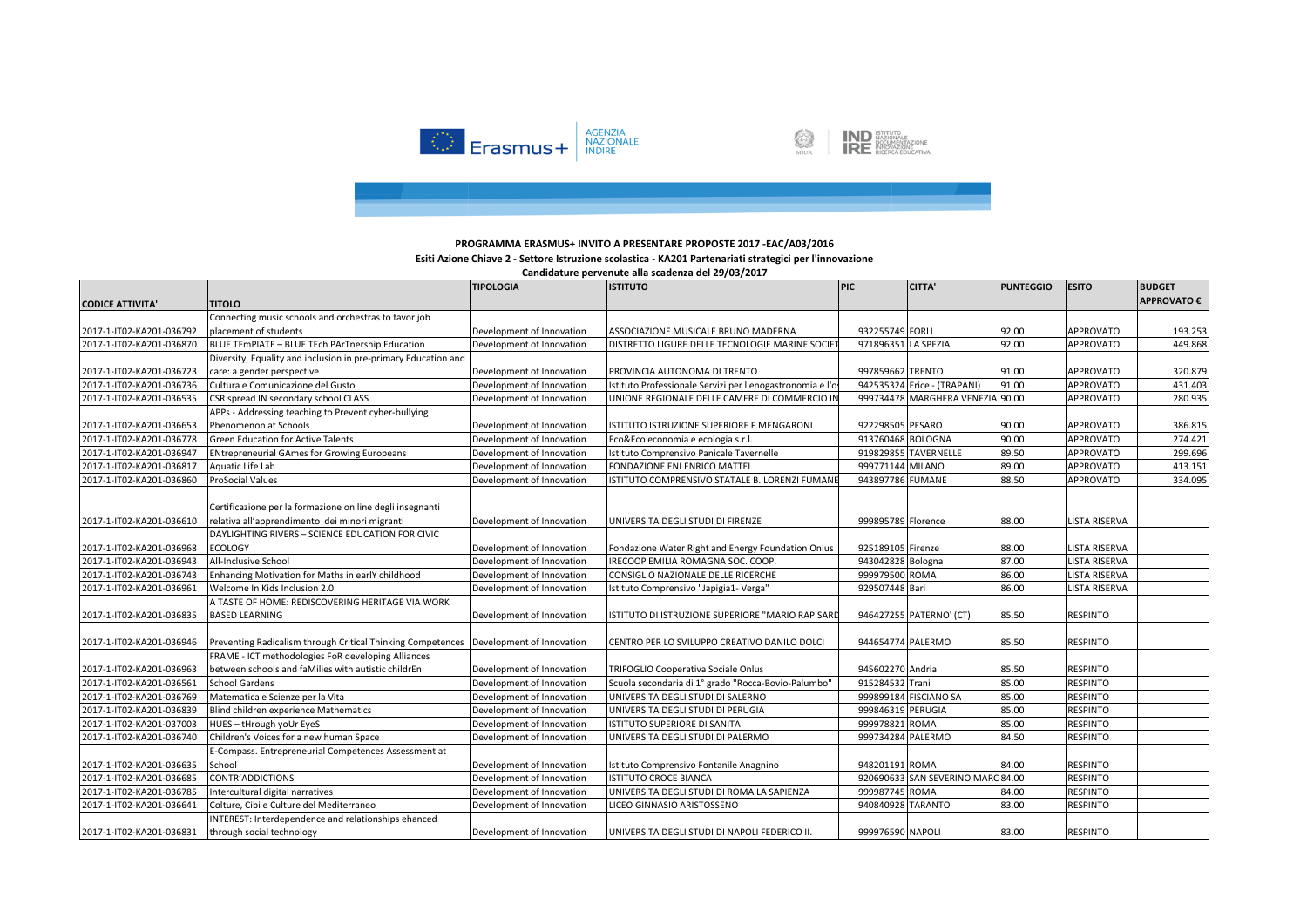**PROGRAMMA ERASMUS+ INVITO A PRESENTARE PROPOSTE 2017 -EAC/A03/2016**

**Esiti Azione Chiave 2 - Settore Istruzione scolastica - KA201 Partenariati strategici per l'innovazione**

**Candidature pervenute alla scadenza del 29/03/2017**

| CODICE ATTIVITA' | TITOLO | TIPOLOGIA | ISTITUTO | PIC | CITTA' | PUNTEGGIO | ESITO | BUDGET APPROVATO € |
|---|---|---|---|---|---|---|---|---|
| 2017-1-IT02-KA201-036792 | Connecting music schools and orchestras to favor job placement of students | Development of Innovation | ASSOCIAZIONE MUSICALE BRUNO MADERNA | 932255749 | FORLI | 92.00 | APPROVATO | 193.253 |
| 2017-1-IT02-KA201-036870 | BLUE TEmPlATE – BLUE TEch PArTnership Education | Development of Innovation | DISTRETTO LIGURE DELLE TECNOLOGIE MARINE SOCIET | 971896351 | LA SPEZIA | 92.00 | APPROVATO | 449.868 |
| 2017-1-IT02-KA201-036723 | Diversity, Equality and inclusion in pre-primary Education and care: a gender perspective | Development of Innovation | PROVINCIA AUTONOMA DI TRENTO | 997859662 | TRENTO | 91.00 | APPROVATO | 320.879 |
| 2017-1-IT02-KA201-036736 | Cultura e Comunicazione del Gusto | Development of Innovation | Istituto Professionale Servizi per l'enogastronomia e l'o | 942535324 | Erice - (TRAPANI) | 91.00 | APPROVATO | 431.403 |
| 2017-1-IT02-KA201-036535 | CSR spread IN secondary school CLASS | Development of Innovation | UNIONE REGIONALE DELLE CAMERE DI COMMERCIO IN | 999734478 | MARGHERA VENEZIA | 90.00 | APPROVATO | 280.935 |
| 2017-1-IT02-KA201-036653 | APPs - Addressing teaching to Prevent cyber-bullying Phenomenon at Schools | Development of Innovation | ISTITUTO ISTRUZIONE SUPERIORE F.MENGARONI | 922298505 | PESARO | 90.00 | APPROVATO | 386.815 |
| 2017-1-IT02-KA201-036778 | Green Education for Active Talents | Development of Innovation | Eco&Eco economia e ecologia s.r.l. | 913760468 | BOLOGNA | 90.00 | APPROVATO | 274.421 |
| 2017-1-IT02-KA201-036947 | ENtrepreneurial GAmes for Growing Europeans | Development of Innovation | Istituto Comprensivo Panicale Tavernelle | 919829855 | TAVERNELLE | 89.50 | APPROVATO | 299.696 |
| 2017-1-IT02-KA201-036817 | Aquatic Life Lab | Development of Innovation | FONDAZIONE ENI ENRICO MATTEI | 999771144 | MILANO | 89.00 | APPROVATO | 413.151 |
| 2017-1-IT02-KA201-036860 | ProSocial Values | Development of Innovation | ISTITUTO COMPRENSIVO STATALE B. LORENZI FUMANE | 943897786 | FUMANE | 88.50 | APPROVATO | 334.095 |
| 2017-1-IT02-KA201-036610 | Certificazione per la formazione on line degli insegnanti relativa all'apprendimento dei minori migranti | Development of Innovation | UNIVERSITA DEGLI STUDI DI FIRENZE | 999895789 | Florence | 88.00 | LISTA RISERVA | |
| 2017-1-IT02-KA201-036968 | DAYLIGHTING RIVERS – SCIENCE EDUCATION FOR CIVIC ECOLOGY | Development of Innovation | Fondazione Water Right and Energy Foundation Onlus | 925189105 | Firenze | 88.00 | LISTA RISERVA | |
| 2017-1-IT02-KA201-036943 | All-Inclusive School | Development of Innovation | IRECOOP EMILIA ROMAGNA SOC. COOP. | 943042828 | Bologna | 87.00 | LISTA RISERVA | |
| 2017-1-IT02-KA201-036743 | Enhancing Motivation for Maths in earlY childhood | Development of Innovation | CONSIGLIO NAZIONALE DELLE RICERCHE | 999979500 | ROMA | 86.00 | LISTA RISERVA | |
| 2017-1-IT02-KA201-036961 | Welcome In Kids Inclusion 2.0 | Development of Innovation | Istituto Comprensivo "Japigia1- Verga" | 929507448 | Bari | 86.00 | LISTA RISERVA | |
| 2017-1-IT02-KA201-036835 | A TASTE OF HOME: REDISCOVERING HERITAGE VIA WORK BASED LEARNING | Development of Innovation | ISTITUTO DI ISTRUZIONE SUPERIORE "MARIO RAPISARD | 946427255 | PATERNO' (CT) | 85.50 | RESPINTO | |
| 2017-1-IT02-KA201-036946 | Preventing Radicalism through Critical Thinking Competences | Development of Innovation | CENTRO PER LO SVILUPPO CREATIVO DANILO DOLCI | 944654774 | PALERMO | 85.50 | RESPINTO | |
| 2017-1-IT02-KA201-036963 | FRAME - ICT methodologies FoR developing Alliances between schools and faMilies with autistic childrEn | Development of Innovation | TRIFOGLIO Cooperativa Sociale Onlus | 945602270 | Andria | 85.50 | RESPINTO | |
| 2017-1-IT02-KA201-036561 | School Gardens | Development of Innovation | Scuola secondaria di 1° grado "Rocca-Bovio-Palumbo" | 915284532 | Trani | 85.00 | RESPINTO | |
| 2017-1-IT02-KA201-036769 | Matematica e Scienze per la Vita | Development of Innovation | UNIVERSITA DEGLI STUDI DI SALERNO | 999899184 | FISCIANO SA | 85.00 | RESPINTO | |
| 2017-1-IT02-KA201-036839 | Blind children experience Mathematics | Development of Innovation | UNIVERSITA DEGLI STUDI DI PERUGIA | 999846319 | PERUGIA | 85.00 | RESPINTO | |
| 2017-1-IT02-KA201-037003 | HUES – tHrough yoUr EyeS | Development of Innovation | ISTITUTO SUPERIORE DI SANITA | 999978821 | ROMA | 85.00 | RESPINTO | |
| 2017-1-IT02-KA201-036740 | Children's Voices for a new human Space | Development of Innovation | UNIVERSITA DEGLI STUDI DI PALERMO | 999734284 | PALERMO | 84.50 | RESPINTO | |
| 2017-1-IT02-KA201-036635 | E-Compass. Entrepreneurial Competences Assessment at School | Development of Innovation | Istituto Comprensivo Fontanile Anagnino | 948201191 | ROMA | 84.00 | RESPINTO | |
| 2017-1-IT02-KA201-036685 | CONTR'ADDICTIONS | Development of Innovation | ISTITUTO CROCE BIANCA | 920690633 | SAN SEVERINO MARC | 84.00 | RESPINTO | |
| 2017-1-IT02-KA201-036785 | Intercultural digital narratives | Development of Innovation | UNIVERSITA DEGLI STUDI DI ROMA LA SAPIENZA | 999987745 | ROMA | 84.00 | RESPINTO | |
| 2017-1-IT02-KA201-036641 | Colture, Cibi e Culture del Mediterraneo | Development of Innovation | LICEO GINNASIO ARISTOSSENO | 940840928 | TARANTO | 83.00 | RESPINTO | |
| 2017-1-IT02-KA201-036831 | INTEREST: Interdependence and relationships ehanced through social technology | Development of Innovation | UNIVERSITA DEGLI STUDI DI NAPOLI FEDERICO II. | 999976590 | NAPOLI | 83.00 | RESPINTO | |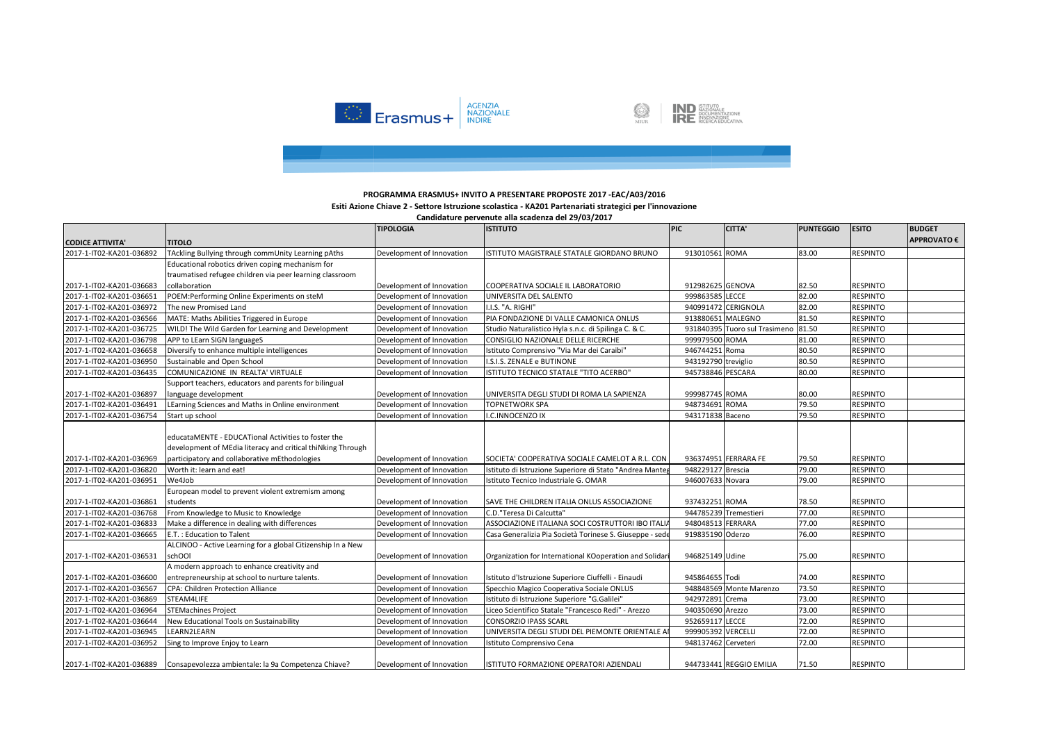**PROGRAMMA ERASMUS+ INVITO A PRESENTARE PROPOSTE 2017 -EAC/A03/2016**

**Esiti Azione Chiave 2 - Settore Istruzione scolastica - KA201 Partenariati strategici per l'innovazione**

**Candidature pervenute alla scadenza del 29/03/2017**

| CODICE ATTIVITA' | TITOLO | TIPOLOGIA | ISTITUTO | PIC | CITTA' | PUNTEGGIO | ESITO | BUDGET APPROVATO € |
|---|---|---|---|---|---|---|---|---|
| 2017-1-IT02-KA201-036892 | TAckling Bullying through commUnity Learning pAths | Development of Innovation | ISTITUTO MAGISTRALE STATALE GIORDANO BRUNO | 913010561 | ROMA | 83.00 | RESPINTO | |
| 2017-1-IT02-KA201-036683 | Educational robotics driven coping mechanism for traumatised refugee children via peer learning classroom collaboration | Development of Innovation | COOPERATIVA SOCIALE IL LABORATORIO | 912982625 | GENOVA | 82.50 | RESPINTO | |
| 2017-1-IT02-KA201-036651 | POEM:Performing Online Experiments on steM | Development of Innovation | UNIVERSITA DEL SALENTO | 999863585 | LECCE | 82.00 | RESPINTO | |
| 2017-1-IT02-KA201-036972 | The new Promised Land | Development of Innovation | I.I.S. "A. RIGHI" | 940991472 | CERIGNOLA | 82.00 | RESPINTO | |
| 2017-1-IT02-KA201-036566 | MATE: Maths Abilities Triggered in Europe | Development of Innovation | PIA FONDAZIONE DI VALLE CAMONICA ONLUS | 913880651 | MALEGNO | 81.50 | RESPINTO | |
| 2017-1-IT02-KA201-036725 | WILD! The Wild Garden for Learning and Development | Development of Innovation | Studio Naturalistico Hyla s.n.c. di Spilinga C. & C. | 931840395 | Tuoro sul Trasimeno | 81.50 | RESPINTO | |
| 2017-1-IT02-KA201-036798 | APP to LEarn SIGN languageS | Development of Innovation | CONSIGLIO NAZIONALE DELLE RICERCHE | 999979500 | ROMA | 81.00 | RESPINTO | |
| 2017-1-IT02-KA201-036658 | Diversify to enhance multiple intelligences | Development of Innovation | Istituto Comprensivo "Via Mar dei Caraibi" | 946744251 | Roma | 80.50 | RESPINTO | |
| 2017-1-IT02-KA201-036950 | Sustainable and Open School | Development of Innovation | I.S.I.S. ZENALE e BUTINONE | 943192790 | treviglio | 80.50 | RESPINTO | |
| 2017-1-IT02-KA201-036435 | COMUNICAZIONE IN REALTA' VIRTUALE | Development of Innovation | ISTITUTO TECNICO STATALE "TITO ACERBO" | 945738846 | PESCARA | 80.00 | RESPINTO | |
| 2017-1-IT02-KA201-036897 | Support teachers, educators and parents for bilingual language development | Development of Innovation | UNIVERSITA DEGLI STUDI DI ROMA LA SAPIENZA | 999987745 | ROMA | 80.00 | RESPINTO | |
| 2017-1-IT02-KA201-036491 | LEarning Sciences and Maths in Online environment | Development of Innovation | TOPNETWORK SPA | 948734691 | ROMA | 79.50 | RESPINTO | |
| 2017-1-IT02-KA201-036754 | Start up school | Development of Innovation | I.C.INNOCENZO IX | 943171838 | Baceno | 79.50 | RESPINTO | |
| 2017-1-IT02-KA201-036969 | educataMENTE - EDUCATional Activities to foster the development of MEdia literacy and critical thiNking Through participatory and collaborative mEthodologies | Development of Innovation | SOCIETA' COOPERATIVA SOCIALE CAMELOT A R.L. CON | 936374951 | FERRARA FE | 79.50 | RESPINTO | |
| 2017-1-IT02-KA201-036820 | Worth it: learn and eat! | Development of Innovation | Istituto di Istruzione Superiore di Stato "Andrea Manteg | 948229127 | Brescia | 79.00 | RESPINTO | |
| 2017-1-IT02-KA201-036951 | We4Job | Development of Innovation | Istituto Tecnico Industriale G. OMAR | 946007633 | Novara | 79.00 | RESPINTO | |
| 2017-1-IT02-KA201-036861 | European model to prevent violent extremism among students | Development of Innovation | SAVE THE CHILDREN ITALIA ONLUS ASSOCIAZIONE | 937432251 | ROMA | 78.50 | RESPINTO | |
| 2017-1-IT02-KA201-036768 | From Knowledge to Music to Knowledge | Development of Innovation | C.D."Teresa Di Calcutta" | 944785239 | Tremestieri | 77.00 | RESPINTO | |
| 2017-1-IT02-KA201-036833 | Make a difference in dealing with differences | Development of Innovation | ASSOCIAZIONE ITALIANA SOCI COSTRUTTORI IBO ITALIA | 948048513 | FERRARA | 77.00 | RESPINTO | |
| 2017-1-IT02-KA201-036665 | E.T. : Education to Talent | Development of Innovation | Casa Generalizia Pia Società Torinese S. Giuseppe - sede | 919835190 | Oderzo | 76.00 | RESPINTO | |
| 2017-1-IT02-KA201-036531 | ALCINOO - Active Learning for a global Citizenship In a New schOOl | Development of Innovation | Organization for International KOoperation and Solidari | 946825149 | Udine | 75.00 | RESPINTO | |
| 2017-1-IT02-KA201-036600 | A modern approach to enhance creativity and entrepreneurship at school to nurture talents. | Development of Innovation | Istituto d'Istruzione Superiore Ciuffelli - Einaudi | 945864655 | Todi | 74.00 | RESPINTO | |
| 2017-1-IT02-KA201-036567 | CPA: Children Protection Alliance | Development of Innovation | Specchio Magico Cooperativa Sociale ONLUS | 948848569 | Monte Marenzo | 73.50 | RESPINTO | |
| 2017-1-IT02-KA201-036869 | STEAM4LIFE | Development of Innovation | Istituto di Istruzione Superiore "G.Galilei" | 942972891 | Crema | 73.00 | RESPINTO | |
| 2017-1-IT02-KA201-036964 | STEMachines Project | Development of Innovation | Liceo Scientifico Statale "Francesco Redi" - Arezzo | 940350690 | Arezzo | 73.00 | RESPINTO | |
| 2017-1-IT02-KA201-036644 | New Educational Tools on Sustainability | Development of Innovation | CONSORZIO IPASS SCARL | 952659117 | LECCE | 72.00 | RESPINTO | |
| 2017-1-IT02-KA201-036945 | LEARN2LEARN | Development of Innovation | UNIVERSITA DEGLI STUDI DEL PIEMONTE ORIENTALE A | 999905392 | VERCELLI | 72.00 | RESPINTO | |
| 2017-1-IT02-KA201-036952 | Sing to Improve Enjoy to Learn | Development of Innovation | Istituto Comprensivo Cena | 948137462 | Cerveteri | 72.00 | RESPINTO | |
| 2017-1-IT02-KA201-036889 | Consapevolezza ambientale: la 9a Competenza Chiave? | Development of Innovation | ISTITUTO FORMAZIONE OPERATORI AZIENDALI | 944733441 | REGGIO EMILIA | 71.50 | RESPINTO | |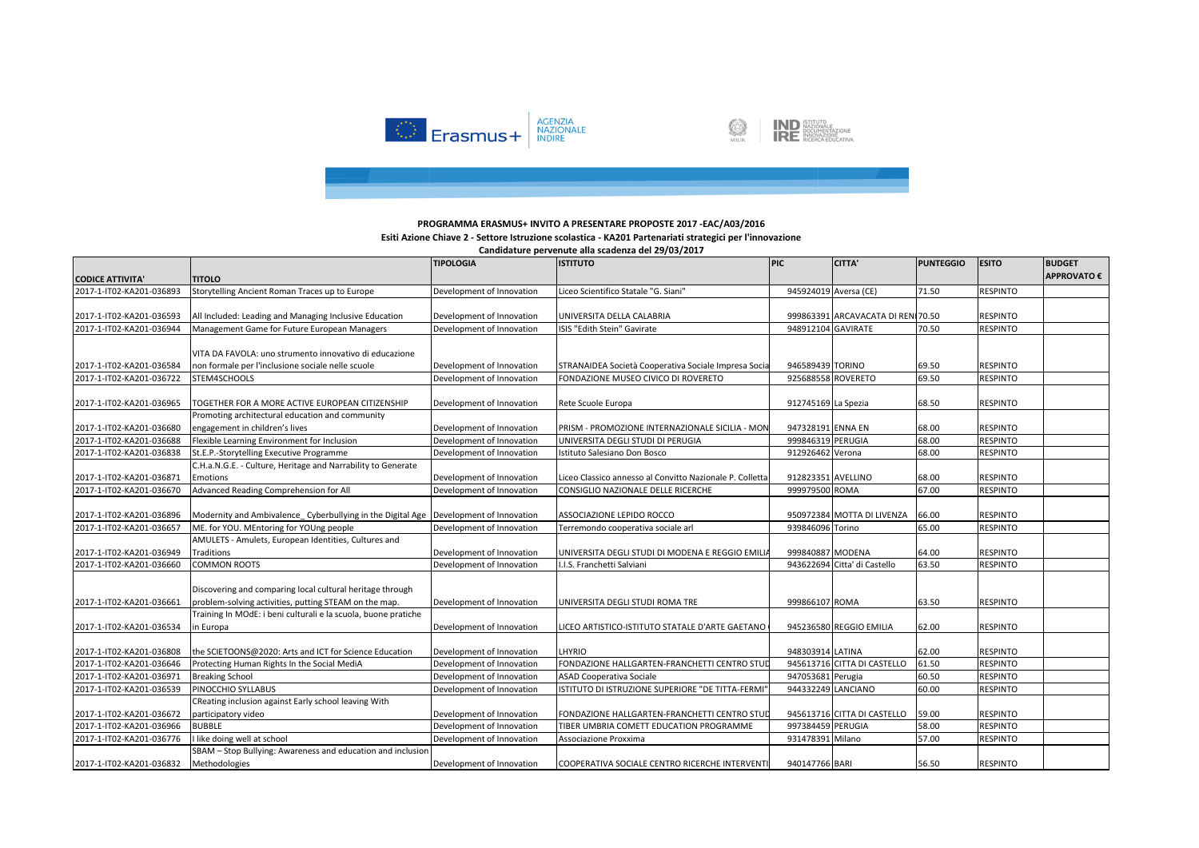**PROGRAMMA ERASMUS+ INVITO A PRESENTARE PROPOSTE 2017 -EAC/A03/2016**

**Esiti Azione Chiave 2 - Settore Istruzione scolastica - KA201 Partenariati strategici per l'innovazione**

**Candidature pervenute alla scadenza del 29/03/2017**

| CODICE ATTIVITA' | TITOLO | TIPOLOGIA | ISTITUTO | PIC | CITTA' | PUNTEGGIO | ESITO | BUDGET APPROVATO € |
|---|---|---|---|---|---|---|---|---|
| 2017-1-IT02-KA201-036893 | Storytelling Ancient Roman Traces up to Europe | Development of Innovation | Liceo Scientifico Statale "G. Siani" | 945924019 | Aversa (CE) | 71.50 | RESPINTO | |
| 2017-1-IT02-KA201-036593 | All Included: Leading and Managing Inclusive Education | Development of Innovation | UNIVERSITA DELLA CALABRIA | 999863391 | ARCAVACATA DI RENI | 70.50 | RESPINTO | |
| 2017-1-IT02-KA201-036944 | Management Game for Future European Managers | Development of Innovation | ISIS "Edith Stein" Gavirate | 948912104 | GAVIRATE | 70.50 | RESPINTO | |
| 2017-1-IT02-KA201-036584 | VITA DA FAVOLA: uno strumento innovativo di educazione non formale per l'inclusione sociale nelle scuole | Development of Innovation | STRANAIDEA Società Cooperativa Sociale Impresa Socia | 946589439 | TORINO | 69.50 | RESPINTO | |
| 2017-1-IT02-KA201-036722 | STEM4SCHOOLS | Development of Innovation | FONDAZIONE MUSEO CIVICO DI ROVERETO | 925688558 | ROVERETO | 69.50 | RESPINTO | |
| 2017-1-IT02-KA201-036965 | TOGETHER FOR A MORE ACTIVE EUROPEAN CITIZENSHIP | Development of Innovation | Rete Scuole Europa | 912745169 | La Spezia | 68.50 | RESPINTO | |
| 2017-1-IT02-KA201-036680 | Promoting architectural education and community engagement in children's lives | Development of Innovation | PRISM - PROMOZIONE INTERNAZIONALE SICILIA - MON | 947328191 | ENNA EN | 68.00 | RESPINTO | |
| 2017-1-IT02-KA201-036688 | Flexible Learning Environment for Inclusion | Development of Innovation | UNIVERSITA DEGLI STUDI DI PERUGIA | 999846319 | PERUGIA | 68.00 | RESPINTO | |
| 2017-1-IT02-KA201-036838 | St.E.P.-Storytelling Executive Programme | Development of Innovation | Istituto Salesiano Don Bosco | 912926462 | Verona | 68.00 | RESPINTO | |
| 2017-1-IT02-KA201-036871 | C.H.a.N.G.E. - Culture, Heritage and Narrability to Generate Emotions | Development of Innovation | Liceo Classico annesso al Convitto Nazionale P. Colletta | 912823351 | AVELLINO | 68.00 | RESPINTO | |
| 2017-1-IT02-KA201-036670 | Advanced Reading Comprehension for All | Development of Innovation | CONSIGLIO NAZIONALE DELLE RICERCHE | 999979500 | ROMA | 67.00 | RESPINTO | |
| 2017-1-IT02-KA201-036896 | Modernity and Ambivalence_ Cyberbullying in the Digital Age | Development of Innovation | ASSOCIAZIONE LEPIDO ROCCO | 950972384 | MOTTA DI LIVENZA | 66.00 | RESPINTO | |
| 2017-1-IT02-KA201-036657 | ME. for YOU. MEntoring for YOUng people | Development of Innovation | Terremondo cooperativa sociale arl | 939846096 | Torino | 65.00 | RESPINTO | |
| 2017-1-IT02-KA201-036949 | AMULETS - Amulets, European Identities, Cultures and Traditions | Development of Innovation | UNIVERSITA DEGLI STUDI DI MODENA E REGGIO EMILIA | 999840887 | MODENA | 64.00 | RESPINTO | |
| 2017-1-IT02-KA201-036660 | COMMON ROOTS | Development of Innovation | I.I.S. Franchetti Salviani | 943622694 | Citta' di Castello | 63.50 | RESPINTO | |
| 2017-1-IT02-KA201-036661 | Discovering and comparing local cultural heritage through problem-solving activities, putting STEAM on the map. | Development of Innovation | UNIVERSITA DEGLI STUDI ROMA TRE | 999866107 | ROMA | 63.50 | RESPINTO | |
| 2017-1-IT02-KA201-036534 | Training In MOdE: i beni culturali e la scuola, buone pratiche in Europa | Development of Innovation | LICEO ARTISTICO-ISTITUTO STATALE D'ARTE GAETANO | 945236580 | REGGIO EMILIA | 62.00 | RESPINTO | |
| 2017-1-IT02-KA201-036808 | the SCIETOONS@2020: Arts and ICT for Science Education | Development of Innovation | LHYRIO | 948303914 | LATINA | 62.00 | RESPINTO | |
| 2017-1-IT02-KA201-036646 | Protecting Human Rights In the Social MediA | Development of Innovation | FONDAZIONE HALLGARTEN-FRANCHETTI CENTRO STUD | 945613716 | CITTA DI CASTELLO | 61.50 | RESPINTO | |
| 2017-1-IT02-KA201-036971 | Breaking School | Development of Innovation | ASAD Cooperativa Sociale | 947053681 | Perugia | 60.50 | RESPINTO | |
| 2017-1-IT02-KA201-036539 | PINOCCHIO SYLLABUS | Development of Innovation | ISTITUTO DI ISTRUZIONE SUPERIORE "DE TITTA-FERMI" | 944332249 | LANCIANO | 60.00 | RESPINTO | |
| 2017-1-IT02-KA201-036672 | CReating inclusion against Early school leaving With participatory video | Development of Innovation | FONDAZIONE HALLGARTEN-FRANCHETTI CENTRO STUD | 945613716 | CITTA DI CASTELLO | 59.00 | RESPINTO | |
| 2017-1-IT02-KA201-036966 | BUBBLE | Development of Innovation | TIBER UMBRIA COMETT EDUCATION PROGRAMME | 997384459 | PERUGIA | 58.00 | RESPINTO | |
| 2017-1-IT02-KA201-036776 | I like doing well at school | Development of Innovation | Associazione Proxxima | 931478391 | Milano | 57.00 | RESPINTO | |
| 2017-1-IT02-KA201-036832 | SBAM – Stop Bullying: Awareness and education and inclusion Methodologies | Development of Innovation | COOPERATIVA SOCIALE CENTRO RICERCHE INTERVENTI | 940147766 | BARI | 56.50 | RESPINTO | |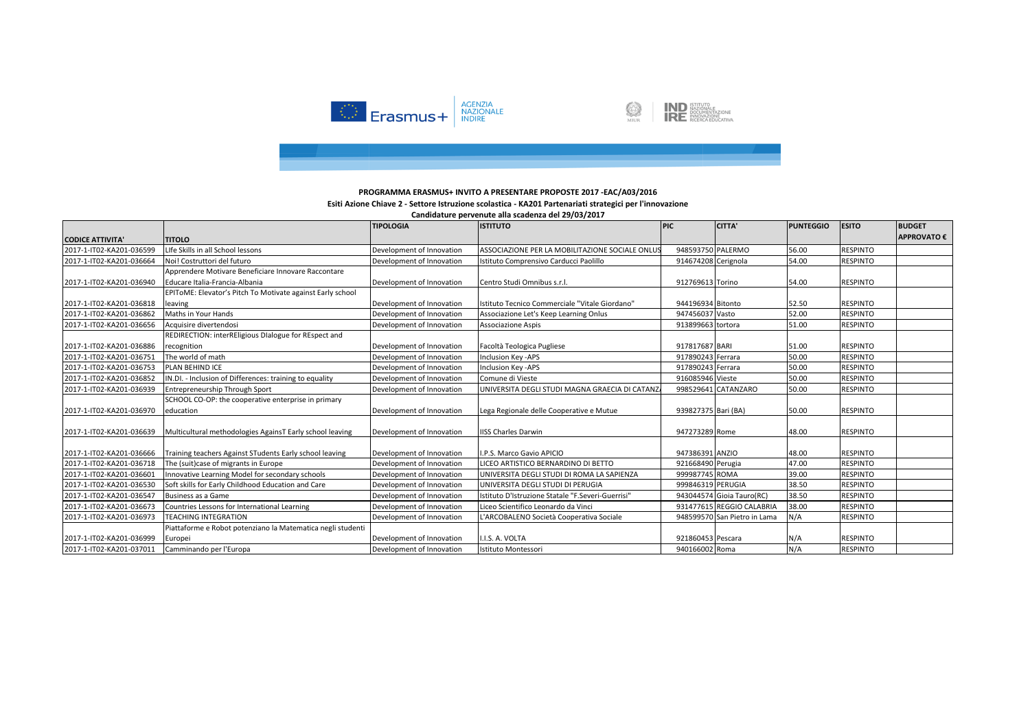**PROGRAMMA ERASMUS+ INVITO A PRESENTARE PROPOSTE 2017 -EAC/A03/2016**

**Esiti Azione Chiave 2 - Settore Istruzione scolastica - KA201 Partenariati strategici per l'innovazione**

**Candidature pervenute alla scadenza del 29/03/2017**

| CODICE ATTIVITA' | TITOLO | TIPOLOGIA | ISTITUTO | PIC | CITTA' | PUNTEGGIO | ESITO | BUDGET APPROVATO € |
|---|---|---|---|---|---|---|---|---|
| 2017-1-IT02-KA201-036599 | LIfe Skills in all School lessons | Development of Innovation | ASSOCIAZIONE PER LA MOBILITAZIONE SOCIALE ONLUS | 948593750 | PALERMO | 56.00 | RESPINTO | |
| 2017-1-IT02-KA201-036664 | Noi! Costruttori del futuro | Development of Innovation | Istituto Comprensivo Carducci Paolillo | 914674208 | Cerignola | 54.00 | RESPINTO | |
| 2017-1-IT02-KA201-036940 | Apprendere Motivare Beneficiare Innovare Raccontare Educare Italia-Francia-Albania | Development of Innovation | Centro Studi Omnibus s.r.l. | 912769613 | Torino | 54.00 | RESPINTO | |
| 2017-1-IT02-KA201-036818 | EPIToME: Elevator's Pitch To Motivate against Early school leaving | Development of Innovation | Istituto Tecnico Commerciale "Vitale Giordano" | 944196934 | Bitonto | 52.50 | RESPINTO | |
| 2017-1-IT02-KA201-036862 | Maths in Your Hands | Development of Innovation | Associazione Let's Keep Learning Onlus | 947456037 | Vasto | 52.00 | RESPINTO | |
| 2017-1-IT02-KA201-036656 | Acquisire divertendosi | Development of Innovation | Associazione Aspis | 913899663 | tortora | 51.00 | RESPINTO | |
| 2017-1-IT02-KA201-036886 | REDIRECTION: interREligious DIalogue for REspect and recognition | Development of Innovation | Facoltà Teologica Pugliese | 917817687 | BARI | 51.00 | RESPINTO | |
| 2017-1-IT02-KA201-036751 | The world of math | Development of Innovation | Inclusion Key -APS | 917890243 | Ferrara | 50.00 | RESPINTO | |
| 2017-1-IT02-KA201-036753 | PLAN BEHIND ICE | Development of Innovation | Inclusion Key -APS | 917890243 | Ferrara | 50.00 | RESPINTO | |
| 2017-1-IT02-KA201-036852 | IN.DI. - Inclusion of Differences: training to equality | Development of Innovation | Comune di Vieste | 916085946 | Vieste | 50.00 | RESPINTO | |
| 2017-1-IT02-KA201-036939 | Entrepreneurship Through Sport | Development of Innovation | UNIVERSITA DEGLI STUDI MAGNA GRAECIA DI CATANZA | 998529641 | CATANZARO | 50.00 | RESPINTO | |
| 2017-1-IT02-KA201-036970 | SCHOOL CO-OP: the cooperative enterprise in primary education | Development of Innovation | Lega Regionale delle Cooperative e Mutue | 939827375 | Bari (BA) | 50.00 | RESPINTO | |
| 2017-1-IT02-KA201-036639 | Multicultural methodologies AgainsT Early school leaving | Development of Innovation | IISS Charles Darwin | 947273289 | Rome | 48.00 | RESPINTO | |
| 2017-1-IT02-KA201-036666 | Training teachers Against STudents Early school leaving | Development of Innovation | I.P.S. Marco Gavio APICIO | 947386391 | ANZIO | 48.00 | RESPINTO | |
| 2017-1-IT02-KA201-036718 | The (suit)case of migrants in Europe | Development of Innovation | LICEO ARTISTICO BERNARDINO DI BETTO | 921668490 | Perugia | 47.00 | RESPINTO | |
| 2017-1-IT02-KA201-036601 | Innovative Learning Model for secondary schools | Development of Innovation | UNIVERSITA DEGLI STUDI DI ROMA LA SAPIENZA | 999987745 | ROMA | 39.00 | RESPINTO | |
| 2017-1-IT02-KA201-036530 | Soft skills for Early Childhood Education and Care | Development of Innovation | UNIVERSITA DEGLI STUDI DI PERUGIA | 999846319 | PERUGIA | 38.50 | RESPINTO | |
| 2017-1-IT02-KA201-036547 | Business as a Game | Development of Innovation | Istituto D'Istruzione Statale "F.Severi-Guerrisi" | 943044574 | Gioia Tauro(RC) | 38.50 | RESPINTO | |
| 2017-1-IT02-KA201-036673 | Countries Lessons for International Learning | Development of Innovation | Liceo Scientifico Leonardo da Vinci | 931477615 | REGGIO CALABRIA | 38.00 | RESPINTO | |
| 2017-1-IT02-KA201-036973 | TEACHING INTEGRATION | Development of Innovation | L'ARCOBALENO Società Cooperativa Sociale | 948599570 | San Pietro in Lama | N/A | RESPINTO | |
| 2017-1-IT02-KA201-036999 | Piattaforme e Robot potenziano la Matematica negli studenti Europei | Development of Innovation | I.I.S. A. VOLTA | 921860453 | Pescara | N/A | RESPINTO | |
| 2017-1-IT02-KA201-037011 | Camminando per l'Europa | Development of Innovation | Istituto Montessori | 940166002 | Roma | N/A | RESPINTO | |